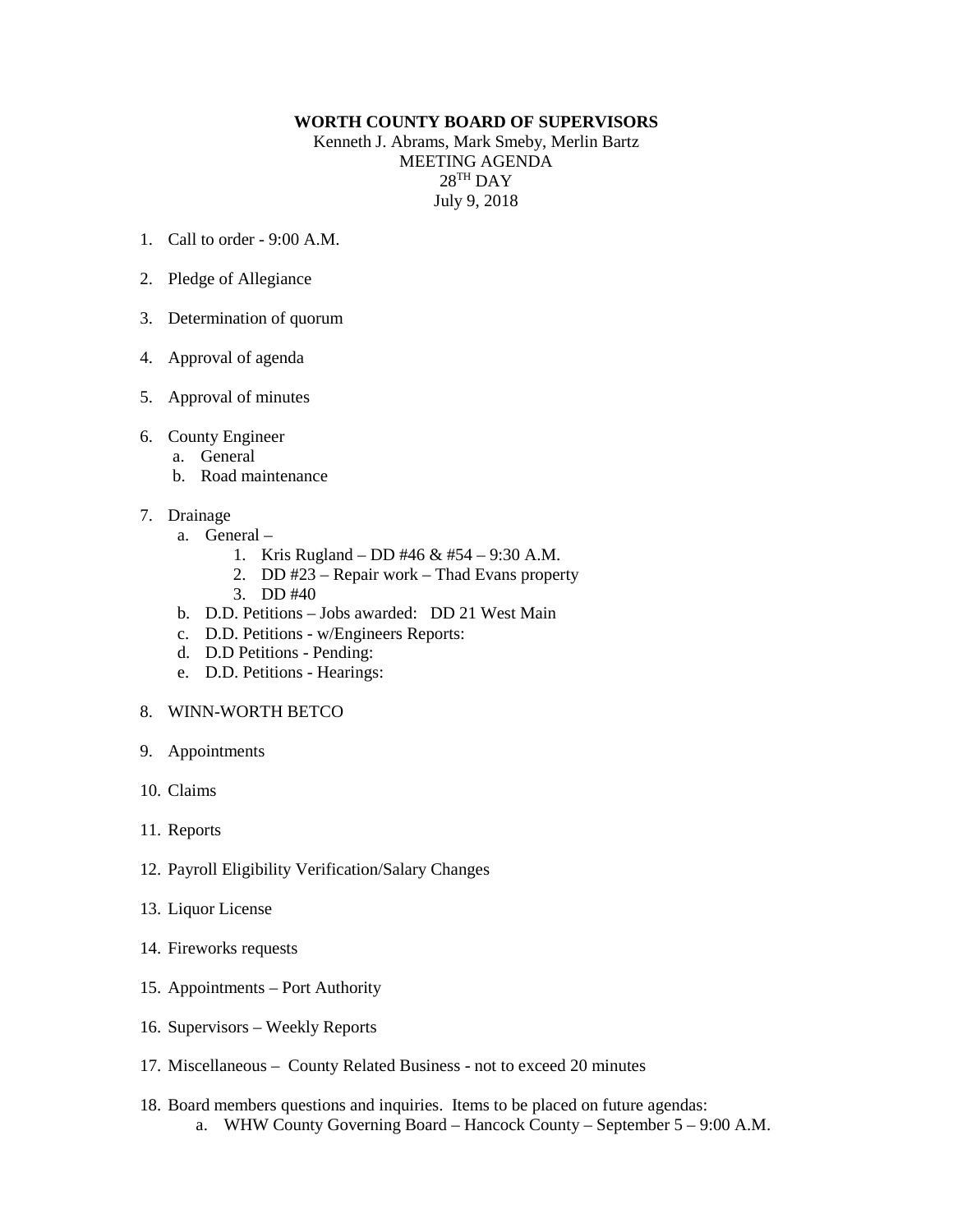**WORTH COUNTY BOARD OF SUPERVISORS**

Kenneth J. Abrams, Mark Smeby, Merlin Bartz
MEETING AGENDA
28TH DAY
July 9, 2018

1. Call to order - 9:00 A.M.

2. Pledge of Allegiance

3. Determination of quorum

4. Approval of agenda

5. Approval of minutes

6. County Engineer
   a. General
   b. Road maintenance

7. Drainage
   a. General –
      1. Kris Rugland – DD #46 & #54 – 9:30 A.M.
      2. DD #23 – Repair work – Thad Evans property
      3. DD #40
   b. D.D. Petitions – Jobs awarded: DD 21 West Main
   c. D.D. Petitions - w/Engineers Reports:
   d. D.D Petitions - Pending:
   e. D.D. Petitions - Hearings:

8. WINN-WORTH BETCO

9. Appointments

10. Claims

11. Reports

12. Payroll Eligibility Verification/Salary Changes

13. Liquor License

14. Fireworks requests

15. Appointments – Port Authority

16. Supervisors – Weekly Reports

17. Miscellaneous – County Related Business - not to exceed 20 minutes

18. Board members questions and inquiries. Items to be placed on future agendas:
    a. WHW County Governing Board – Hancock County – September 5 – 9:00 A.M.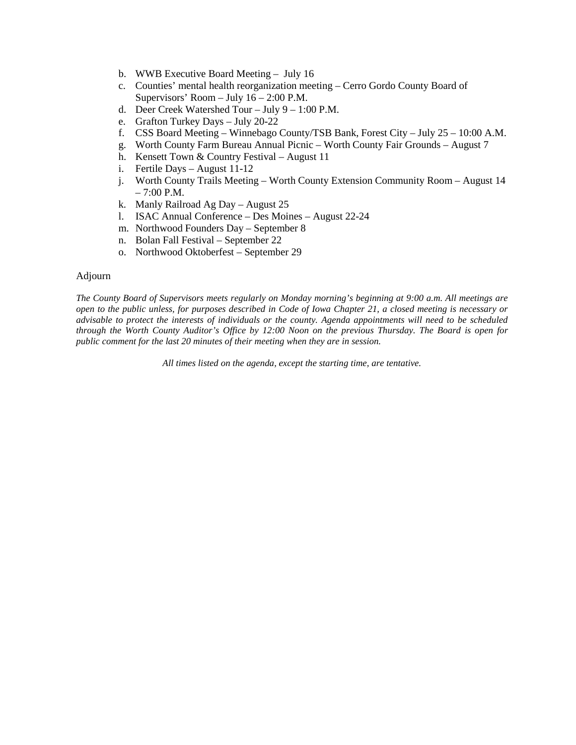b. WWB Executive Board Meeting – July 16
c. Counties' mental health reorganization meeting – Cerro Gordo County Board of Supervisors' Room – July 16 – 2:00 P.M.
d. Deer Creek Watershed Tour – July 9 – 1:00 P.M.
e. Grafton Turkey Days – July 20-22
f. CSS Board Meeting – Winnebago County/TSB Bank, Forest City – July 25 – 10:00 A.M.
g. Worth County Farm Bureau Annual Picnic – Worth County Fair Grounds – August 7
h. Kensett Town & Country Festival – August 11
i. Fertile Days – August 11-12
j. Worth County Trails Meeting – Worth County Extension Community Room – August 14 – 7:00 P.M.
k. Manly Railroad Ag Day – August 25
l. ISAC Annual Conference – Des Moines – August 22-24
m. Northwood Founders Day – September 8
n. Bolan Fall Festival – September 22
o. Northwood Oktoberfest – September 29

Adjourn

*The County Board of Supervisors meets regularly on Monday morning's beginning at 9:00 a.m. All meetings are open to the public unless, for purposes described in Code of Iowa Chapter 21, a closed meeting is necessary or advisable to protect the interests of individuals or the county. Agenda appointments will need to be scheduled through the Worth County Auditor's Office by 12:00 Noon on the previous Thursday. The Board is open for public comment for the last 20 minutes of their meeting when they are in session.*

*All times listed on the agenda, except the starting time, are tentative.*